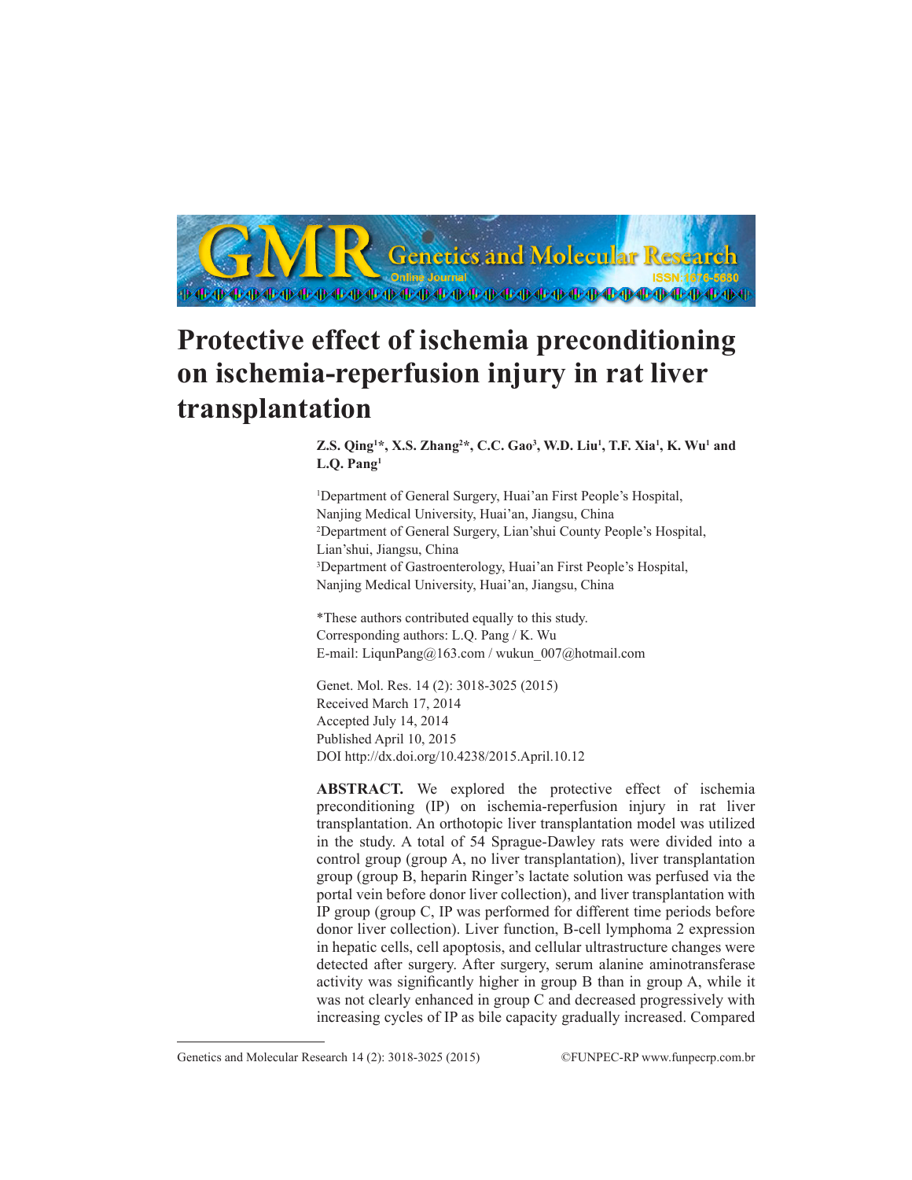# Protective effect of ischemia preconditioning on ischemia-reperfusion injury in rat liver transplantation

**Z.S. Qing[1]*, X.S. Zhang[2]*, C.C. Gao[3], W.D. Liu[1], T.F. Xia[1], K. Wu[1] and L.Q. Pang[1]**

[1]Department of General Surgery, Huai'an First People's Hospital, Nanjing Medical University, Huai'an, Jiangsu, China
[2]Department of General Surgery, Lian'shui County People's Hospital, Lian'shui, Jiangsu, China
[3]Department of Gastroenterology, Huai'an First People's Hospital, Nanjing Medical University, Huai'an, Jiangsu, China

*These authors contributed equally to this study.
Corresponding authors: L.Q. Pang / K. Wu
E-mail: LiqunPang@163.com / wukun_007@hotmail.com

Genet. Mol. Res. 14 (2): 3018-3025 (2015)
Received March 17, 2014
Accepted July 14, 2014
Published April 10, 2015
DOI http://dx.doi.org/10.4238/2015.April.10.12

**ABSTRACT.** We explored the protective effect of ischemia preconditioning (IP) on ischemia-reperfusion injury in rat liver transplantation. An orthotopic liver transplantation model was utilized in the study. A total of 54 Sprague-Dawley rats were divided into a control group (group A, no liver transplantation), liver transplantation group (group B, heparin Ringer's lactate solution was perfused via the portal vein before donor liver collection), and liver transplantation with IP group (group C, IP was performed for different time periods before donor liver collection). Liver function, B-cell lymphoma 2 expression in hepatic cells, cell apoptosis, and cellular ultrastructure changes were detected after surgery. After surgery, serum alanine aminotransferase activity was significantly higher in group B than in group A, while it was not clearly enhanced in group C and decreased progressively with increasing cycles of IP as bile capacity gradually increased. Compared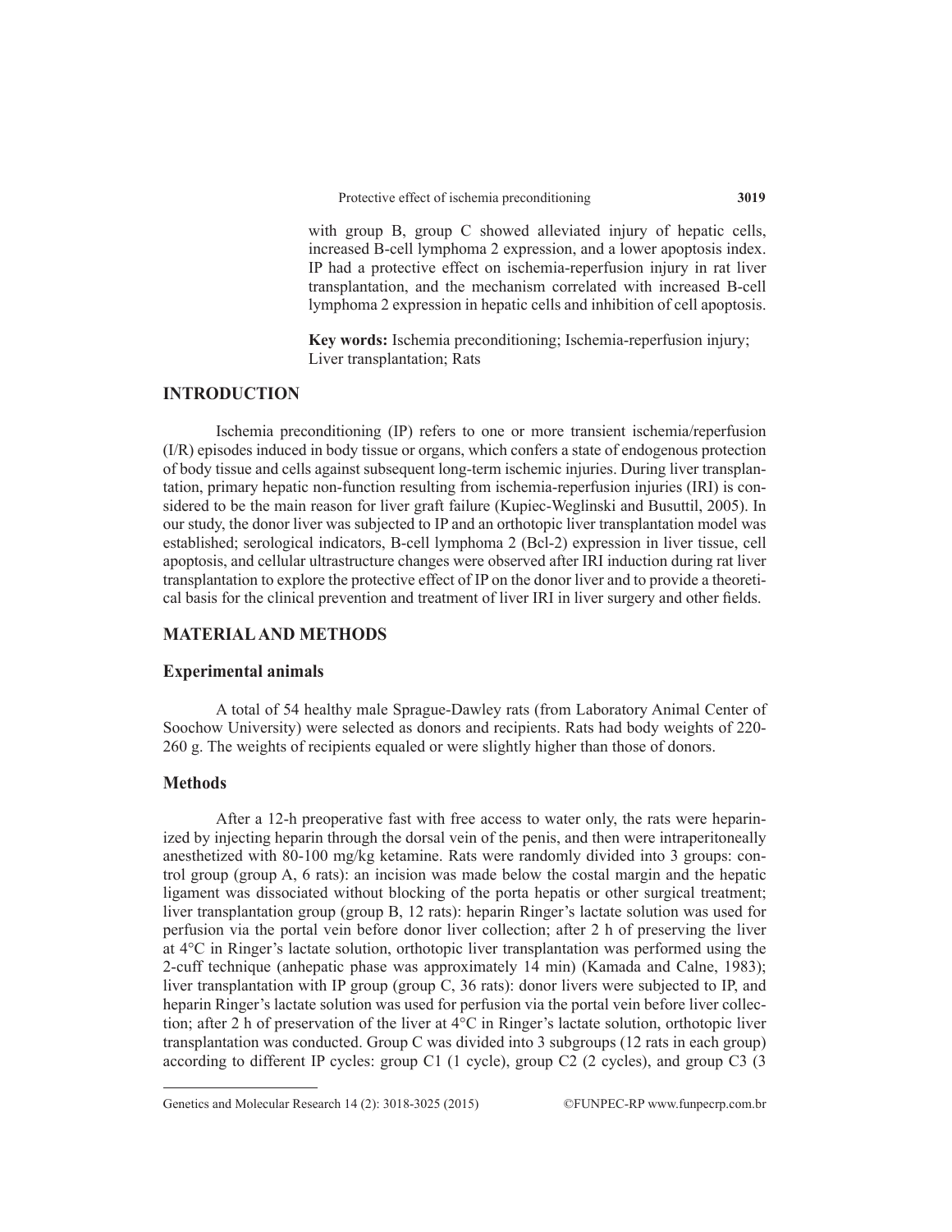with group B, group C showed alleviated injury of hepatic cells, increased B-cell lymphoma 2 expression, and a lower apoptosis index. IP had a protective effect on ischemia-reperfusion injury in rat liver transplantation, and the mechanism correlated with increased B-cell lymphoma 2 expression in hepatic cells and inhibition of cell apoptosis.

**Key words:** Ischemia preconditioning; Ischemia-reperfusion injury; Liver transplantation; Rats

## INTRODUCTION

Ischemia preconditioning (IP) refers to one or more transient ischemia/reperfusion (I/R) episodes induced in body tissue or organs, which confers a state of endogenous protection of body tissue and cells against subsequent long-term ischemic injuries. During liver transplantation, primary hepatic non-function resulting from ischemia-reperfusion injuries (IRI) is considered to be the main reason for liver graft failure (Kupiec-Weglinski and Busuttil, 2005). In our study, the donor liver was subjected to IP and an orthotopic liver transplantation model was established; serological indicators, B-cell lymphoma 2 (Bcl-2) expression in liver tissue, cell apoptosis, and cellular ultrastructure changes were observed after IRI induction during rat liver transplantation to explore the protective effect of IP on the donor liver and to provide a theoretical basis for the clinical prevention and treatment of liver IRI in liver surgery and other fields.

## MATERIAL AND METHODS

### Experimental animals

A total of 54 healthy male Sprague-Dawley rats (from Laboratory Animal Center of Soochow University) were selected as donors and recipients. Rats had body weights of 220-260 g. The weights of recipients equaled or were slightly higher than those of donors.

### Methods

After a 12-h preoperative fast with free access to water only, the rats were heparinized by injecting heparin through the dorsal vein of the penis, and then were intraperitoneally anesthetized with 80-100 mg/kg ketamine. Rats were randomly divided into 3 groups: control group (group A, 6 rats): an incision was made below the costal margin and the hepatic ligament was dissociated without blocking of the porta hepatis or other surgical treatment; liver transplantation group (group B, 12 rats): heparin Ringer's lactate solution was used for perfusion via the portal vein before donor liver collection; after 2 h of preserving the liver at 4°C in Ringer's lactate solution, orthotopic liver transplantation was performed using the 2-cuff technique (anhepatic phase was approximately 14 min) (Kamada and Calne, 1983); liver transplantation with IP group (group C, 36 rats): donor livers were subjected to IP, and heparin Ringer's lactate solution was used for perfusion via the portal vein before liver collection; after 2 h of preservation of the liver at 4°C in Ringer's lactate solution, orthotopic liver transplantation was conducted. Group C was divided into 3 subgroups (12 rats in each group) according to different IP cycles: group C1 (1 cycle), group C2 (2 cycles), and group C3 (3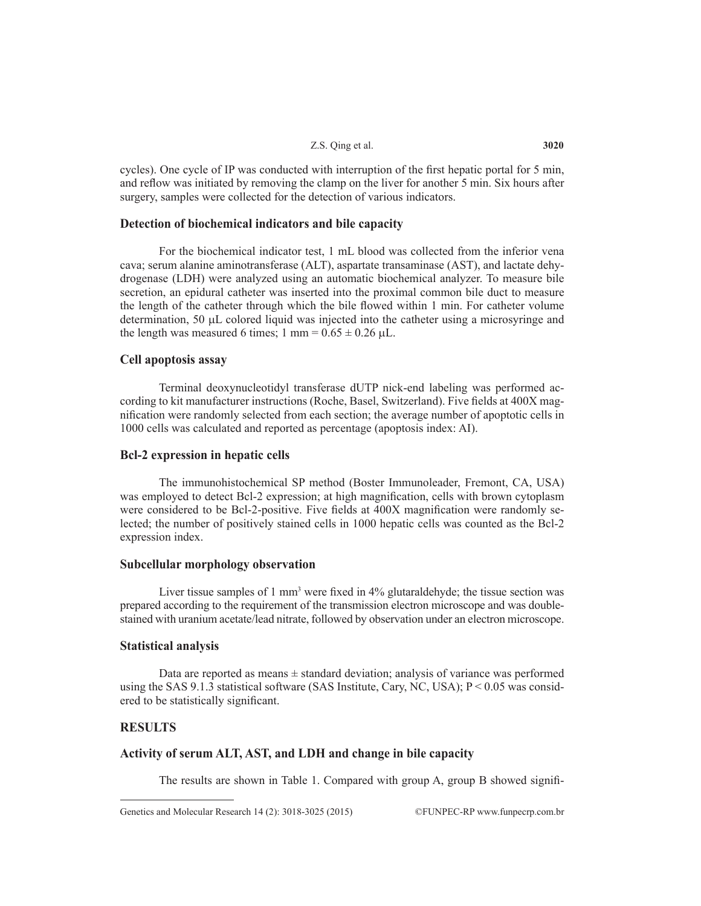cycles). One cycle of IP was conducted with interruption of the first hepatic portal for 5 min, and reflow was initiated by removing the clamp on the liver for another 5 min. Six hours after surgery, samples were collected for the detection of various indicators.

### Detection of biochemical indicators and bile capacity

For the biochemical indicator test, 1 mL blood was collected from the inferior vena cava; serum alanine aminotransferase (ALT), aspartate transaminase (AST), and lactate dehydrogenase (LDH) were analyzed using an automatic biochemical analyzer. To measure bile secretion, an epidural catheter was inserted into the proximal common bile duct to measure the length of the catheter through which the bile flowed within 1 min. For catheter volume determination, 50 μL colored liquid was injected into the catheter using a microsyringe and the length was measured 6 times; 1 mm = $0.65 \pm 0.26$ μL.

### Cell apoptosis assay

Terminal deoxynucleotidyl transferase dUTP nick-end labeling was performed according to kit manufacturer instructions (Roche, Basel, Switzerland). Five fields at 400X magnification were randomly selected from each section; the average number of apoptotic cells in 1000 cells was calculated and reported as percentage (apoptosis index: AI).

### Bcl-2 expression in hepatic cells

The immunohistochemical SP method (Boster Immunoleader, Fremont, CA, USA) was employed to detect Bcl-2 expression; at high magnification, cells with brown cytoplasm were considered to be Bcl-2-positive. Five fields at 400X magnification were randomly selected; the number of positively stained cells in 1000 hepatic cells was counted as the Bcl-2 expression index.

### Subcellular morphology observation

Liver tissue samples of 1 $mm^3$ were fixed in 4% glutaraldehyde; the tissue section was prepared according to the requirement of the transmission electron microscope and was double-stained with uranium acetate/lead nitrate, followed by observation under an electron microscope.

### Statistical analysis

Data are reported as means ± standard deviation; analysis of variance was performed using the SAS 9.1.3 statistical software (SAS Institute, Cary, NC, USA); $P < 0.05$ was considered to be statistically significant.

## RESULTS

### Activity of serum ALT, AST, and LDH and change in bile capacity

The results are shown in Table 1. Compared with group A, group B showed signifi-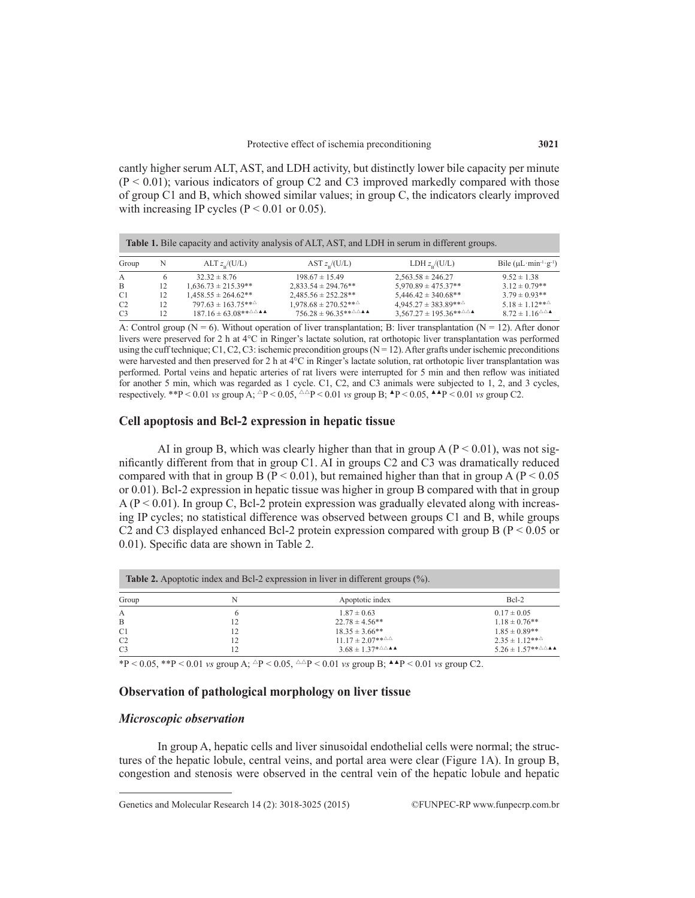cantly higher serum ALT, AST, and LDH activity, but distinctly lower bile capacity per minute ($P < 0.01$); various indicators of group C2 and C3 improved markedly compared with those of group C1 and B, which showed similar values; in group C, the indicators clearly improved with increasing IP cycles ($P < 0.01$ or $0.05$).

**Table 1.** Bile capacity and activity analysis of ALT, AST, and LDH in serum in different groups.

| Group | N | ALT $z_B/(U/L)$ | AST $z_B/(U/L)$ | LDH $z_B/(U/L)$ | Bile ($\mu L \cdot min^{-1} \cdot g^{-1}$) |
|---|---|---|---|---|---|
| A | 6 | 32.32 ± 8.76 | 198.67 ± 15.49 | 2,563.58 ± 246.27 | 9.52 ± 1.38 |
| B | 12 | 1,636.73 ± 215.39** | 2,833.54 ± 294.76** | 5,970.89 ± 475.37** | 3.12 ± 0.79** |
| C1 | 12 | 1,458.55 ± 264.62** | 2,485.56 ± 252.28** | 5,446.42 ± 340.68** | 3.79 ± 0.93** |
| C2 | 12 | 797.63 ± 163.75**△ | 1,978.68 ± 270.52**△ | 4,945.27 ± 383.89**△ | 5.18 ± 1.12**△ |
| C3 | 12 | 187.16 ± 63.08**△△▲▲ | 756.28 ± 96.35**△△▲▲ | 3,567.27 ± 195.36**△△▲ | 8.72 ± 1.16△△▲ |

A: Control group (N = 6). Without operation of liver transplantation; B: liver transplantation (N = 12). After donor livers were preserved for 2 h at 4°C in Ringer's lactate solution, rat orthotopic liver transplantation was performed using the cuff technique; C1, C2, C3: ischemic precondition groups (N = 12). After grafts under ischemic preconditions were harvested and then preserved for 2 h at 4°C in Ringer's lactate solution, rat orthotopic liver transplantation was performed. Portal veins and hepatic arteries of rat livers were interrupted for 5 min and then reflow was initiated for another 5 min, which was regarded as 1 cycle. C1, C2, and C3 animals were subjected to 1, 2, and 3 cycles, respectively. **$P < 0.01$ *vs* group A; △$P < 0.05$, △△$P < 0.01$ *vs* group B; ▲$P < 0.05$, ▲▲$P < 0.01$ *vs* group C2.

## Cell apoptosis and Bcl-2 expression in hepatic tissue

AI in group B, which was clearly higher than that in group A ($P < 0.01$), was not significantly different from that in group C1. AI in groups C2 and C3 was dramatically reduced compared with that in group B ($P < 0.01$), but remained higher than that in group A ($P < 0.05$ or $0.01$). Bcl-2 expression in hepatic tissue was higher in group B compared with that in group A ($P < 0.01$). In group C, Bcl-2 protein expression was gradually elevated along with increasing IP cycles; no statistical difference was observed between groups C1 and B, while groups C2 and C3 displayed enhanced Bcl-2 protein expression compared with group B ($P < 0.05$ or $0.01$). Specific data are shown in Table 2.

**Table 2.** Apoptotic index and Bcl-2 expression in liver in different groups (%).

| Group | N | Apoptotic index | Bcl-2 |
|---|---|---|---|
| A | 6 | 1.87 ± 0.63 | 0.17 ± 0.05 |
| B | 12 | 22.78 ± 4.56** | 1.18 ± 0.76** |
| C1 | 12 | 18.35 ± 3.66** | 1.85 ± 0.89** |
| C2 | 12 | 11.17 ± 2.07**△△ | 2.35 ± 1.12**△ |
| C3 | 12 | 3.68 ± 1.37*△△▲▲ | 5.26 ± 1.57**△△▲▲ |

*$P < 0.05$, **$P < 0.01$ *vs* group A; △$P < 0.05$, △△$P < 0.01$ *vs* group B; ▲▲$P < 0.01$ *vs* group C2.

## Observation of pathological morphology on liver tissue

### *Microscopic observation*

In group A, hepatic cells and liver sinusoidal endothelial cells were normal; the structures of the hepatic lobule, central veins, and portal area were clear (Figure 1A). In group B, congestion and stenosis were observed in the central vein of the hepatic lobule and hepatic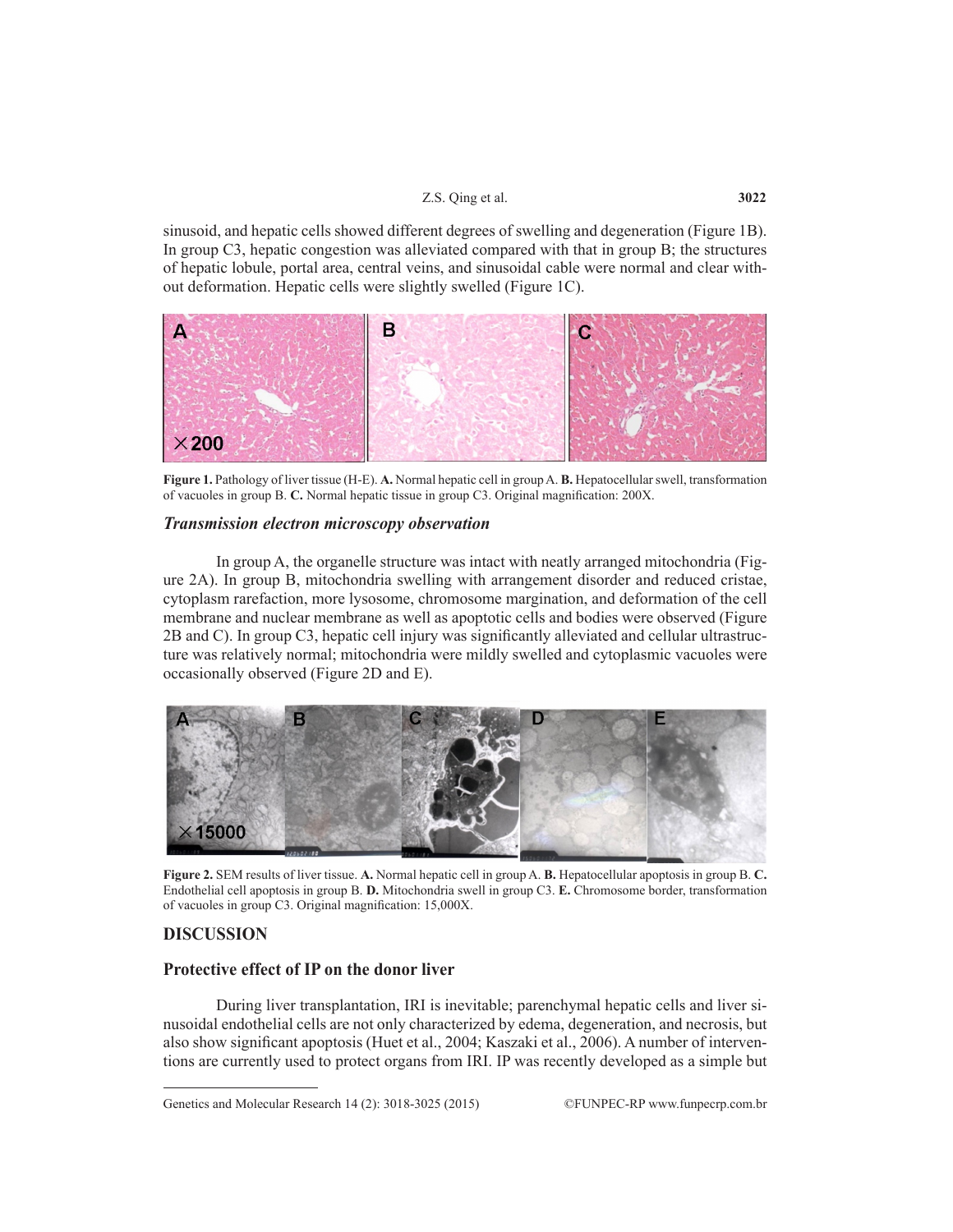sinusoid, and hepatic cells showed different degrees of swelling and degeneration (Figure 1B). In group C3, hepatic congestion was alleviated compared with that in group B; the structures of hepatic lobule, portal area, central veins, and sinusoidal cable were normal and clear without deformation. Hepatic cells were slightly swelled (Figure 1C).

**Figure 1.** Pathology of liver tissue (H-E). **A.** Normal hepatic cell in group A. **B.** Hepatocellular swell, transformation of vacuoles in group B. **C.** Normal hepatic tissue in group C3. Original magnification: 200X.

### *Transmission electron microscopy observation*

In group A, the organelle structure was intact with neatly arranged mitochondria (Figure 2A). In group B, mitochondria swelling with arrangement disorder and reduced cristae, cytoplasm rarefaction, more lysosome, chromosome margination, and deformation of the cell membrane and nuclear membrane as well as apoptotic cells and bodies were observed (Figure 2B and C). In group C3, hepatic cell injury was significantly alleviated and cellular ultrastructure was relatively normal; mitochondria were mildly swelled and cytoplasmic vacuoles were occasionally observed (Figure 2D and E).

**Figure 2.** SEM results of liver tissue. **A.** Normal hepatic cell in group A. **B.** Hepatocellular apoptosis in group B. **C.** Endothelial cell apoptosis in group B. **D.** Mitochondria swell in group C3. **E.** Chromosome border, transformation of vacuoles in group C3. Original magnification: 15,000X.

## DISCUSSION

### Protective effect of IP on the donor liver

During liver transplantation, IRI is inevitable; parenchymal hepatic cells and liver sinusoidal endothelial cells are not only characterized by edema, degeneration, and necrosis, but also show significant apoptosis (Huet et al., 2004; Kaszaki et al., 2006). A number of interventions are currently used to protect organs from IRI. IP was recently developed as a simple but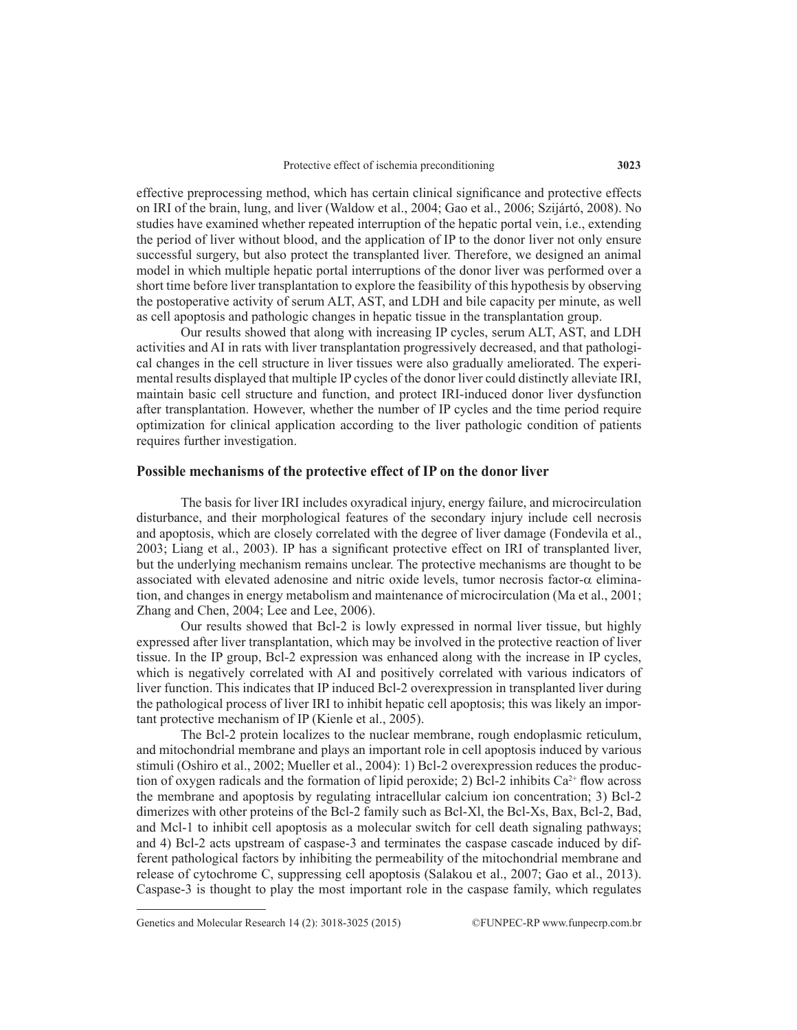effective preprocessing method, which has certain clinical significance and protective effects on IRI of the brain, lung, and liver (Waldow et al., 2004; Gao et al., 2006; Szijártó, 2008). No studies have examined whether repeated interruption of the hepatic portal vein, i.e., extending the period of liver without blood, and the application of IP to the donor liver not only ensure successful surgery, but also protect the transplanted liver. Therefore, we designed an animal model in which multiple hepatic portal interruptions of the donor liver was performed over a short time before liver transplantation to explore the feasibility of this hypothesis by observing the postoperative activity of serum ALT, AST, and LDH and bile capacity per minute, as well as cell apoptosis and pathologic changes in hepatic tissue in the transplantation group.

Our results showed that along with increasing IP cycles, serum ALT, AST, and LDH activities and AI in rats with liver transplantation progressively decreased, and that pathological changes in the cell structure in liver tissues were also gradually ameliorated. The experimental results displayed that multiple IP cycles of the donor liver could distinctly alleviate IRI, maintain basic cell structure and function, and protect IRI-induced donor liver dysfunction after transplantation. However, whether the number of IP cycles and the time period require optimization for clinical application according to the liver pathologic condition of patients requires further investigation.

## Possible mechanisms of the protective effect of IP on the donor liver

The basis for liver IRI includes oxyradical injury, energy failure, and microcirculation disturbance, and their morphological features of the secondary injury include cell necrosis and apoptosis, which are closely correlated with the degree of liver damage (Fondevila et al., 2003; Liang et al., 2003). IP has a significant protective effect on IRI of transplanted liver, but the underlying mechanism remains unclear. The protective mechanisms are thought to be associated with elevated adenosine and nitric oxide levels, tumor necrosis factor-$\alpha$ elimination, and changes in energy metabolism and maintenance of microcirculation (Ma et al., 2001; Zhang and Chen, 2004; Lee and Lee, 2006).

Our results showed that Bcl-2 is lowly expressed in normal liver tissue, but highly expressed after liver transplantation, which may be involved in the protective reaction of liver tissue. In the IP group, Bcl-2 expression was enhanced along with the increase in IP cycles, which is negatively correlated with AI and positively correlated with various indicators of liver function. This indicates that IP induced Bcl-2 overexpression in transplanted liver during the pathological process of liver IRI to inhibit hepatic cell apoptosis; this was likely an important protective mechanism of IP (Kienle et al., 2005).

The Bcl-2 protein localizes to the nuclear membrane, rough endoplasmic reticulum, and mitochondrial membrane and plays an important role in cell apoptosis induced by various stimuli (Oshiro et al., 2002; Mueller et al., 2004): 1) Bcl-2 overexpression reduces the production of oxygen radicals and the formation of lipid peroxide; 2) Bcl-2 inhibits $Ca^{2+}$ flow across the membrane and apoptosis by regulating intracellular calcium ion concentration; 3) Bcl-2 dimerizes with other proteins of the Bcl-2 family such as Bcl-Xl, the Bcl-Xs, Bax, Bcl-2, Bad, and Mcl-1 to inhibit cell apoptosis as a molecular switch for cell death signaling pathways; and 4) Bcl-2 acts upstream of caspase-3 and terminates the caspase cascade induced by different pathological factors by inhibiting the permeability of the mitochondrial membrane and release of cytochrome C, suppressing cell apoptosis (Salakou et al., 2007; Gao et al., 2013). Caspase-3 is thought to play the most important role in the caspase family, which regulates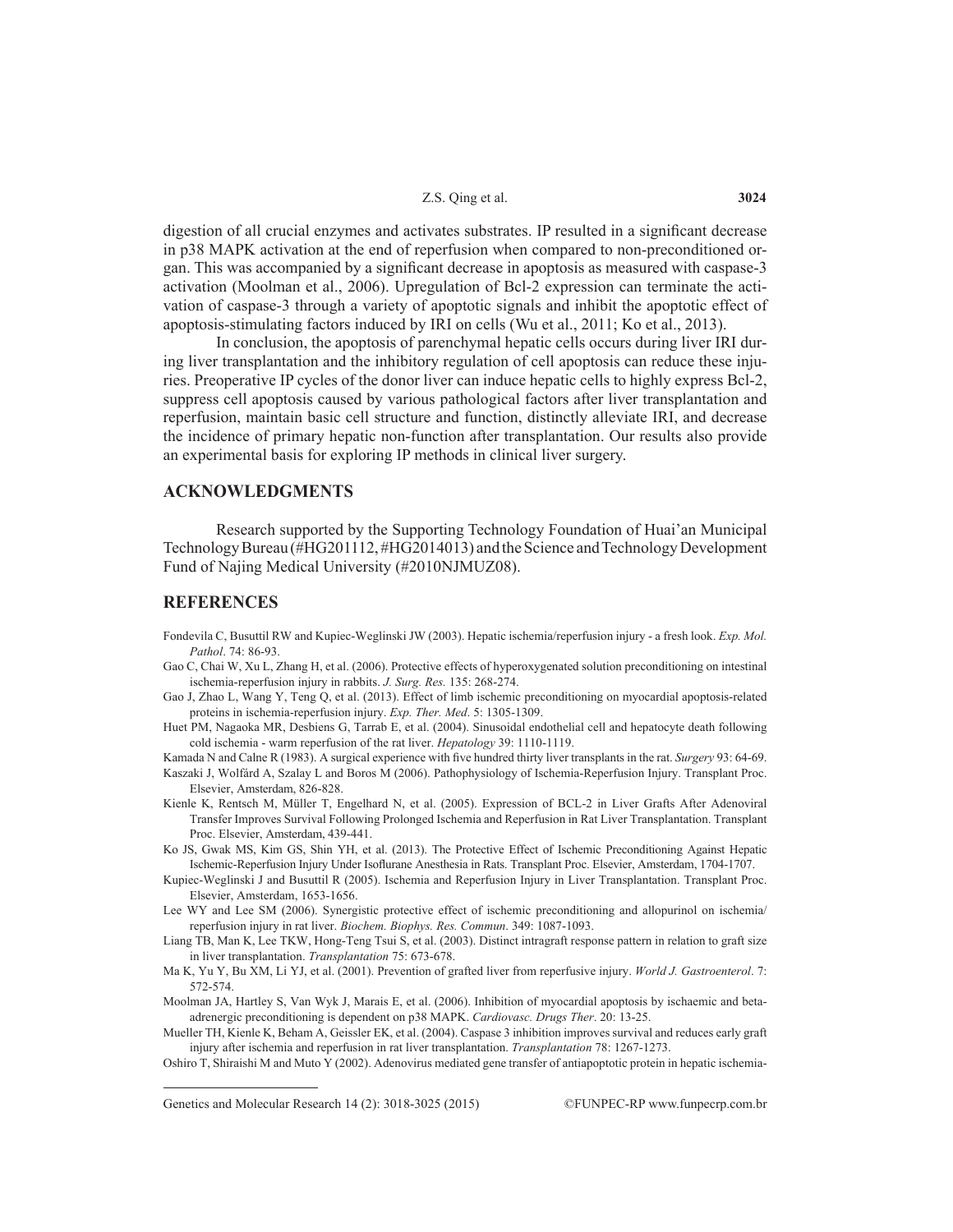digestion of all crucial enzymes and activates substrates. IP resulted in a significant decrease in p38 MAPK activation at the end of reperfusion when compared to non-preconditioned organ. This was accompanied by a significant decrease in apoptosis as measured with caspase-3 activation (Moolman et al., 2006). Upregulation of Bcl-2 expression can terminate the activation of caspase-3 through a variety of apoptotic signals and inhibit the apoptotic effect of apoptosis-stimulating factors induced by IRI on cells (Wu et al., 2011; Ko et al., 2013).

In conclusion, the apoptosis of parenchymal hepatic cells occurs during liver IRI during liver transplantation and the inhibitory regulation of cell apoptosis can reduce these injuries. Preoperative IP cycles of the donor liver can induce hepatic cells to highly express Bcl-2, suppress cell apoptosis caused by various pathological factors after liver transplantation and reperfusion, maintain basic cell structure and function, distinctly alleviate IRI, and decrease the incidence of primary hepatic non-function after transplantation. Our results also provide an experimental basis for exploring IP methods in clinical liver surgery.

## ACKNOWLEDGMENTS

Research supported by the Supporting Technology Foundation of Huai'an Municipal Technology Bureau (#HG201112, #HG2014013) and the Science and Technology Development Fund of Najing Medical University (#2010NJMUZ08).

## REFERENCES

Fondevila C, Busuttil RW and Kupiec-Weglinski JW (2003). Hepatic ischemia/reperfusion injury - a fresh look. *Exp. Mol. Pathol*. 74: 86-93.

Gao C, Chai W, Xu L, Zhang H, et al. (2006). Protective effects of hyperoxygenated solution preconditioning on intestinal ischemia-reperfusion injury in rabbits. *J. Surg. Res.* 135: 268-274.

Gao J, Zhao L, Wang Y, Teng Q, et al. (2013). Effect of limb ischemic preconditioning on myocardial apoptosis-related proteins in ischemia-reperfusion injury. *Exp. Ther. Med*. 5: 1305-1309.

Huet PM, Nagaoka MR, Desbiens G, Tarrab E, et al. (2004). Sinusoidal endothelial cell and hepatocyte death following cold ischemia - warm reperfusion of the rat liver. *Hepatology* 39: 1110-1119.

Kamada N and Calne R (1983). A surgical experience with five hundred thirty liver transplants in the rat. *Surgery* 93: 64-69.

Kaszaki J, Wolfárd A, Szalay L and Boros M (2006). Pathophysiology of Ischemia-Reperfusion Injury. Transplant Proc. Elsevier, Amsterdam, 826-828.

Kienle K, Rentsch M, Müller T, Engelhard N, et al. (2005). Expression of BCL-2 in Liver Grafts After Adenoviral Transfer Improves Survival Following Prolonged Ischemia and Reperfusion in Rat Liver Transplantation. Transplant Proc. Elsevier, Amsterdam, 439-441.

Ko JS, Gwak MS, Kim GS, Shin YH, et al. (2013). The Protective Effect of Ischemic Preconditioning Against Hepatic Ischemic-Reperfusion Injury Under Isoflurane Anesthesia in Rats. Transplant Proc. Elsevier, Amsterdam, 1704-1707.

Kupiec-Weglinski J and Busuttil R (2005). Ischemia and Reperfusion Injury in Liver Transplantation. Transplant Proc. Elsevier, Amsterdam, 1653-1656.

Lee WY and Lee SM (2006). Synergistic protective effect of ischemic preconditioning and allopurinol on ischemia/reperfusion injury in rat liver. *Biochem. Biophys. Res. Commun*. 349: 1087-1093.

Liang TB, Man K, Lee TKW, Hong-Teng Tsui S, et al. (2003). Distinct intragraft response pattern in relation to graft size in liver transplantation. *Transplantation* 75: 673-678.

Ma K, Yu Y, Bu XM, Li YJ, et al. (2001). Prevention of grafted liver from reperfusive injury. *World J. Gastroenterol*. 7: 572-574.

Moolman JA, Hartley S, Van Wyk J, Marais E, et al. (2006). Inhibition of myocardial apoptosis by ischaemic and beta-adrenergic preconditioning is dependent on p38 MAPK. *Cardiovasc. Drugs Ther*. 20: 13-25.

Mueller TH, Kienle K, Beham A, Geissler EK, et al. (2004). Caspase 3 inhibition improves survival and reduces early graft injury after ischemia and reperfusion in rat liver transplantation. *Transplantation* 78: 1267-1273.

Oshiro T, Shiraishi M and Muto Y (2002). Adenovirus mediated gene transfer of antiapoptotic protein in hepatic ischemia-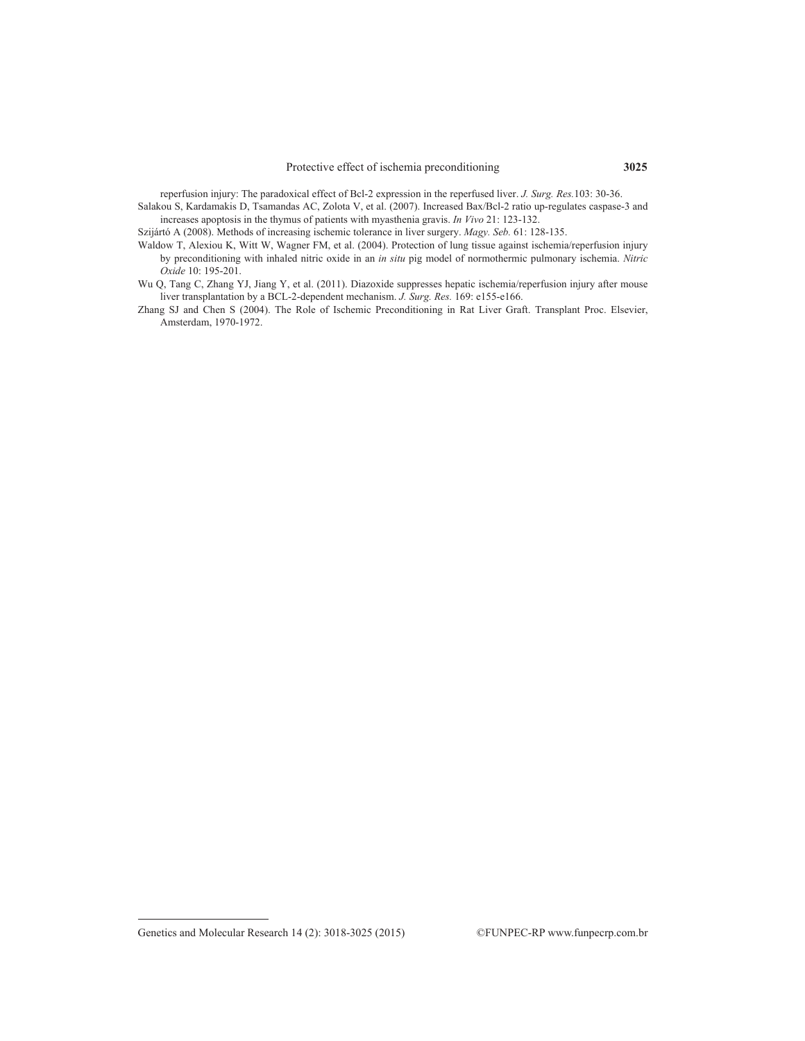reperfusion injury: The paradoxical effect of Bcl-2 expression in the reperfused liver. *J. Surg. Res.*103: 30-36.

Salakou S, Kardamakis D, Tsamandas AC, Zolota V, et al. (2007). Increased Bax/Bcl-2 ratio up-regulates caspase-3 and increases apoptosis in the thymus of patients with myasthenia gravis. *In Vivo* 21: 123-132.

Szijártó A (2008). Methods of increasing ischemic tolerance in liver surgery. *Magy. Seb.* 61: 128-135.

Waldow T, Alexiou K, Witt W, Wagner FM, et al. (2004). Protection of lung tissue against ischemia/reperfusion injury by preconditioning with inhaled nitric oxide in an *in situ* pig model of normothermic pulmonary ischemia. *Nitric Oxide* 10: 195-201.

Wu Q, Tang C, Zhang YJ, Jiang Y, et al. (2011). Diazoxide suppresses hepatic ischemia/reperfusion injury after mouse liver transplantation by a BCL-2-dependent mechanism. *J. Surg. Res.* 169: e155-e166.

Zhang SJ and Chen S (2004). The Role of Ischemic Preconditioning in Rat Liver Graft. Transplant Proc. Elsevier, Amsterdam, 1970-1972.